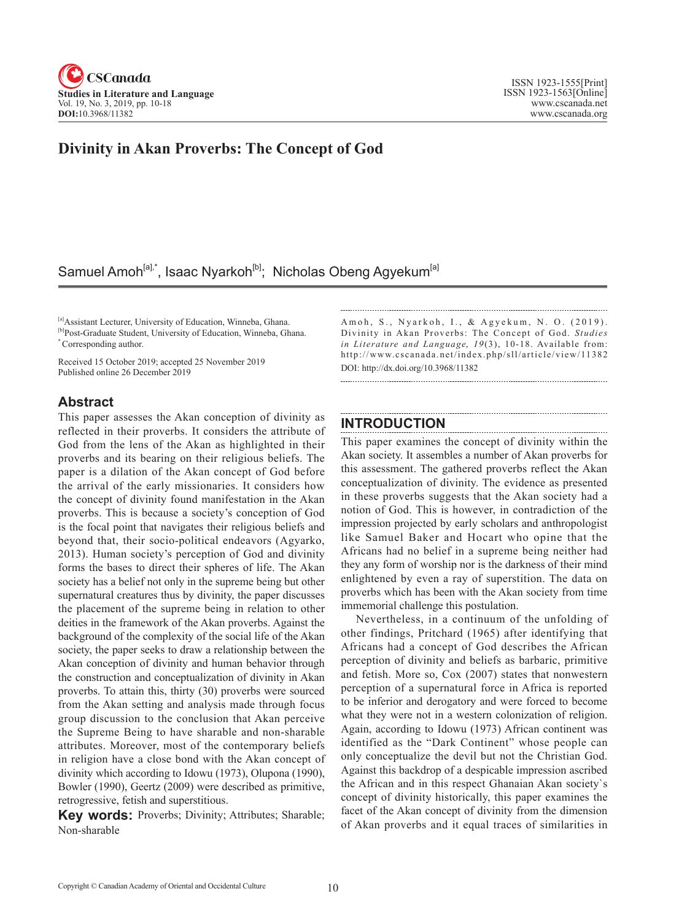# Divinity in Akan Proverbs: The Concept of God

Samuel Amoh[a],*, Isaac Nyarkoh[b]; Nicholas Obeng Agyekum[a]

[a]Assistant Lecturer, University of Education, Winneba, Ghana.
[b]Post-Graduate Student, University of Education, Winneba, Ghana.
*Corresponding author.

Received 15 October 2019; accepted 25 November 2019
Published online 26 December 2019

## Abstract

This paper assesses the Akan conception of divinity as reflected in their proverbs. It considers the attribute of God from the lens of the Akan as highlighted in their proverbs and its bearing on their religious beliefs. The paper is a dilation of the Akan concept of God before the arrival of the early missionaries. It considers how the concept of divinity found manifestation in the Akan proverbs. This is because a society's conception of God is the focal point that navigates their religious beliefs and beyond that, their socio-political endeavors (Agyarko, 2013). Human society's perception of God and divinity forms the bases to direct their spheres of life. The Akan society has a belief not only in the supreme being but other supernatural creatures thus by divinity, the paper discusses the placement of the supreme being in relation to other deities in the framework of the Akan proverbs. Against the background of the complexity of the social life of the Akan society, the paper seeks to draw a relationship between the Akan conception of divinity and human behavior through the construction and conceptualization of divinity in Akan proverbs. To attain this, thirty (30) proverbs were sourced from the Akan setting and analysis made through focus group discussion to the conclusion that Akan perceive the Supreme Being to have sharable and non-sharable attributes. Moreover, most of the contemporary beliefs in religion have a close bond with the Akan concept of divinity which according to Idowu (1973), Olupona (1990), Bowler (1990), Geertz (2009) were described as primitive, retrogressive, fetish and superstitious.

**Key words:** Proverbs; Divinity; Attributes; Sharable; Non-sharable

Amoh, S., Nyarkoh, I., & Agyekum, N. O. (2019). Divinity in Akan Proverbs: The Concept of God. *Studies in Literature and Language, 19*(3), 10-18. Available from: http://www.cscanada.net/index.php/sll/article/view/11382
DOI: http://dx.doi.org/10.3968/11382

## INTRODUCTION

This paper examines the concept of divinity within the Akan society. It assembles a number of Akan proverbs for this assessment. The gathered proverbs reflect the Akan conceptualization of divinity. The evidence as presented in these proverbs suggests that the Akan society had a notion of God. This is however, in contradiction of the impression projected by early scholars and anthropologist like Samuel Baker and Hocart who opine that the Africans had no belief in a supreme being neither had they any form of worship nor is the darkness of their mind enlightened by even a ray of superstition. The data on proverbs which has been with the Akan society from time immemorial challenge this postulation.

Nevertheless, in a continuum of the unfolding of other findings, Pritchard (1965) after identifying that Africans had a concept of God describes the African perception of divinity and beliefs as barbaric, primitive and fetish. More so, Cox (2007) states that nonwestern perception of a supernatural force in Africa is reported to be inferior and derogatory and were forced to become what they were not in a western colonization of religion. Again, according to Idowu (1973) African continent was identified as the "Dark Continent" whose people can only conceptualize the devil but not the Christian God. Against this backdrop of a despicable impression ascribed the African and in this respect Ghanaian Akan society`s concept of divinity historically, this paper examines the facet of the Akan concept of divinity from the dimension of Akan proverbs and it equal traces of similarities in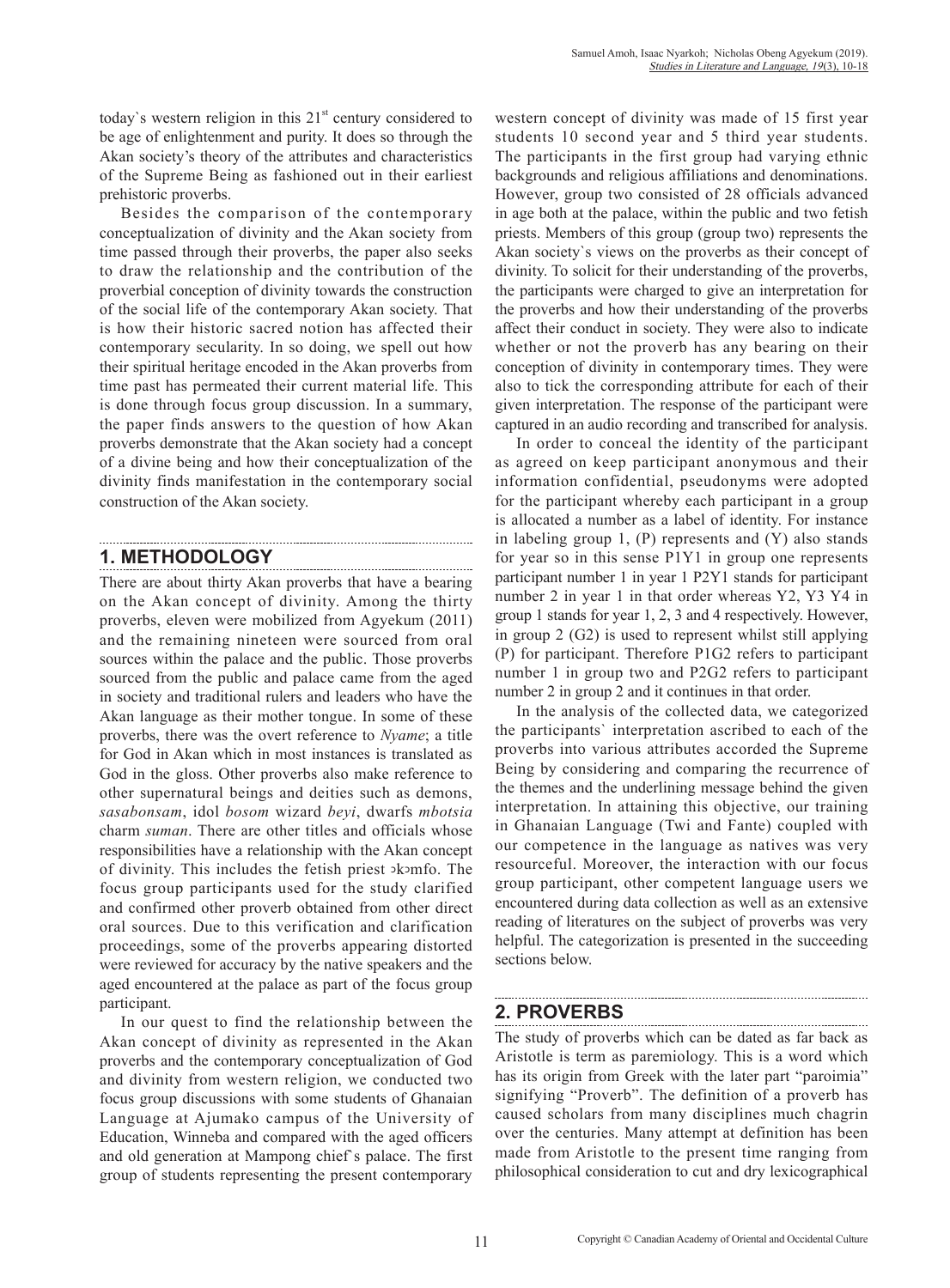today`s western religion in this 21st century considered to be age of enlightenment and purity. It does so through the Akan society's theory of the attributes and characteristics of the Supreme Being as fashioned out in their earliest prehistoric proverbs.

Besides the comparison of the contemporary conceptualization of divinity and the Akan society from time passed through their proverbs, the paper also seeks to draw the relationship and the contribution of the proverbial conception of divinity towards the construction of the social life of the contemporary Akan society. That is how their historic sacred notion has affected their contemporary secularity. In so doing, we spell out how their spiritual heritage encoded in the Akan proverbs from time past has permeated their current material life. This is done through focus group discussion. In a summary, the paper finds answers to the question of how Akan proverbs demonstrate that the Akan society had a concept of a divine being and how their conceptualization of the divinity finds manifestation in the contemporary social construction of the Akan society.

## 1. METHODOLOGY

There are about thirty Akan proverbs that have a bearing on the Akan concept of divinity. Among the thirty proverbs, eleven were mobilized from Agyekum (2011) and the remaining nineteen were sourced from oral sources within the palace and the public. Those proverbs sourced from the public and palace came from the aged in society and traditional rulers and leaders who have the Akan language as their mother tongue. In some of these proverbs, there was the overt reference to *Nyame*; a title for God in Akan which in most instances is translated as God in the gloss. Other proverbs also make reference to other supernatural beings and deities such as demons, *sasabonsam*, idol *bosom* wizard *beyi*, dwarfs *mbotsia* charm *suman*. There are other titles and officials whose responsibilities have a relationship with the Akan concept of divinity. This includes the fetish priest ɔkɔmfo. The focus group participants used for the study clarified and confirmed other proverb obtained from other direct oral sources. Due to this verification and clarification proceedings, some of the proverbs appearing distorted were reviewed for accuracy by the native speakers and the aged encountered at the palace as part of the focus group participant.

In our quest to find the relationship between the Akan concept of divinity as represented in the Akan proverbs and the contemporary conceptualization of God and divinity from western religion, we conducted two focus group discussions with some students of Ghanaian Language at Ajumako campus of the University of Education, Winneba and compared with the aged officers and old generation at Mampong chief`s palace. The first group of students representing the present contemporary western concept of divinity was made of 15 first year students 10 second year and 5 third year students. The participants in the first group had varying ethnic backgrounds and religious affiliations and denominations. However, group two consisted of 28 officials advanced in age both at the palace, within the public and two fetish priests. Members of this group (group two) represents the Akan society`s views on the proverbs as their concept of divinity. To solicit for their understanding of the proverbs, the participants were charged to give an interpretation for the proverbs and how their understanding of the proverbs affect their conduct in society. They were also to indicate whether or not the proverb has any bearing on their conception of divinity in contemporary times. They were also to tick the corresponding attribute for each of their given interpretation. The response of the participant were captured in an audio recording and transcribed for analysis.

In order to conceal the identity of the participant as agreed on keep participant anonymous and their information confidential, pseudonyms were adopted for the participant whereby each participant in a group is allocated a number as a label of identity. For instance in labeling group 1, (P) represents and (Y) also stands for year so in this sense P1Y1 in group one represents participant number 1 in year 1 P2Y1 stands for participant number 2 in year 1 in that order whereas Y2, Y3 Y4 in group 1 stands for year 1, 2, 3 and 4 respectively. However, in group 2 (G2) is used to represent whilst still applying (P) for participant. Therefore P1G2 refers to participant number 1 in group two and P2G2 refers to participant number 2 in group 2 and it continues in that order.

In the analysis of the collected data, we categorized the participants` interpretation ascribed to each of the proverbs into various attributes accorded the Supreme Being by considering and comparing the recurrence of the themes and the underlining message behind the given interpretation. In attaining this objective, our training in Ghanaian Language (Twi and Fante) coupled with our competence in the language as natives was very resourceful. Moreover, the interaction with our focus group participant, other competent language users we encountered during data collection as well as an extensive reading of literatures on the subject of proverbs was very helpful. The categorization is presented in the succeeding sections below.

## 2. PROVERBS

The study of proverbs which can be dated as far back as Aristotle is term as paremiology. This is a word which has its origin from Greek with the later part "paroimia" signifying "Proverb". The definition of a proverb has caused scholars from many disciplines much chagrin over the centuries. Many attempt at definition has been made from Aristotle to the present time ranging from philosophical consideration to cut and dry lexicographical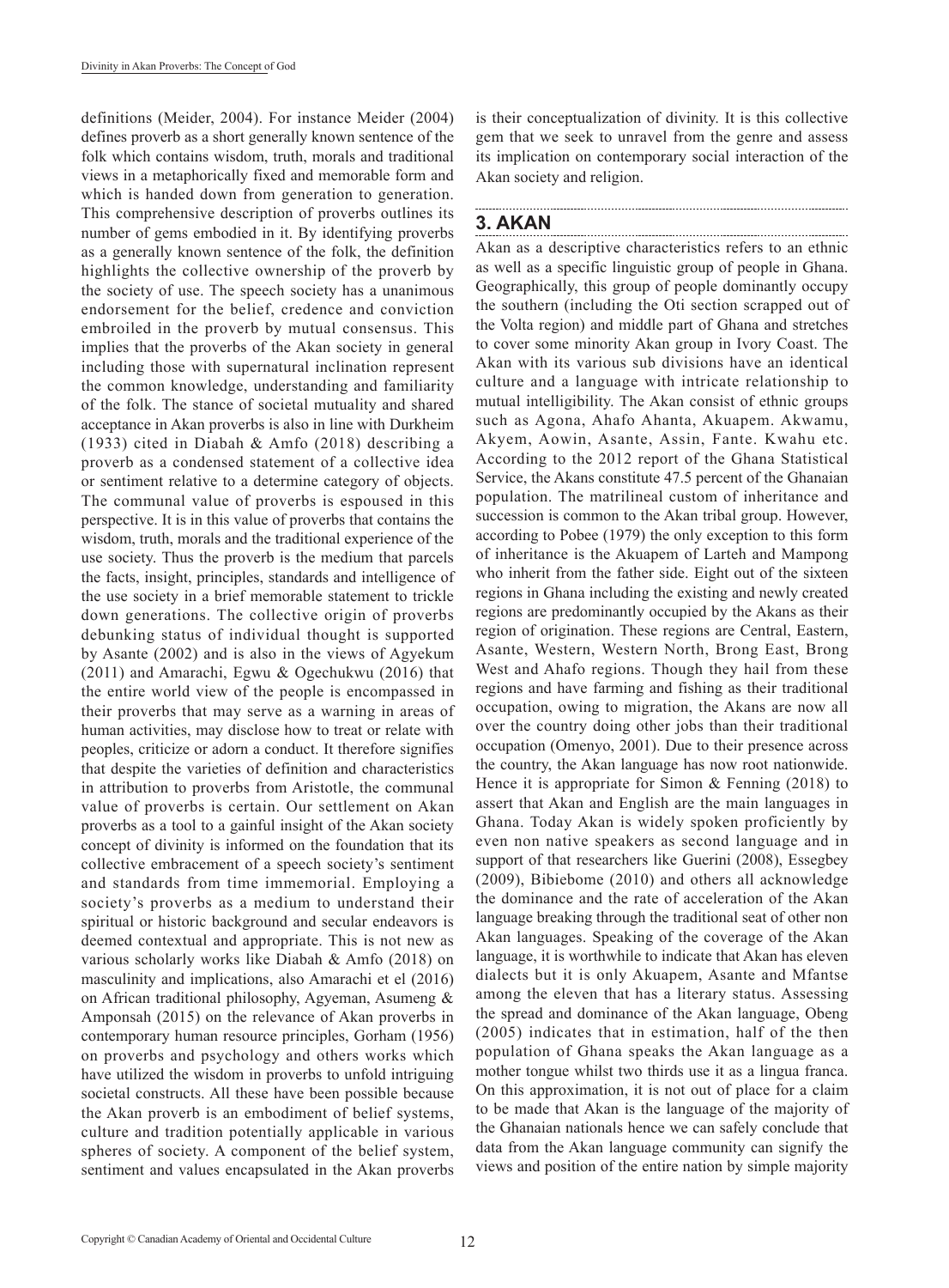definitions (Meider, 2004). For instance Meider (2004) defines proverb as a short generally known sentence of the folk which contains wisdom, truth, morals and traditional views in a metaphorically fixed and memorable form and which is handed down from generation to generation. This comprehensive description of proverbs outlines its number of gems embodied in it. By identifying proverbs as a generally known sentence of the folk, the definition highlights the collective ownership of the proverb by the society of use. The speech society has a unanimous endorsement for the belief, credence and conviction embroiled in the proverb by mutual consensus. This implies that the proverbs of the Akan society in general including those with supernatural inclination represent the common knowledge, understanding and familiarity of the folk. The stance of societal mutuality and shared acceptance in Akan proverbs is also in line with Durkheim (1933) cited in Diabah & Amfo (2018) describing a proverb as a condensed statement of a collective idea or sentiment relative to a determine category of objects. The communal value of proverbs is espoused in this perspective. It is in this value of proverbs that contains the wisdom, truth, morals and the traditional experience of the use society. Thus the proverb is the medium that parcels the facts, insight, principles, standards and intelligence of the use society in a brief memorable statement to trickle down generations. The collective origin of proverbs debunking status of individual thought is supported by Asante (2002) and is also in the views of Agyekum (2011) and Amarachi, Egwu & Ogechukwu (2016) that the entire world view of the people is encompassed in their proverbs that may serve as a warning in areas of human activities, may disclose how to treat or relate with peoples, criticize or adorn a conduct. It therefore signifies that despite the varieties of definition and characteristics in attribution to proverbs from Aristotle, the communal value of proverbs is certain. Our settlement on Akan proverbs as a tool to a gainful insight of the Akan society concept of divinity is informed on the foundation that its collective embracement of a speech society's sentiment and standards from time immemorial. Employing a society's proverbs as a medium to understand their spiritual or historic background and secular endeavors is deemed contextual and appropriate. This is not new as various scholarly works like Diabah & Amfo (2018) on masculinity and implications, also Amarachi et el (2016) on African traditional philosophy, Agyeman, Asumeng & Amponsah (2015) on the relevance of Akan proverbs in contemporary human resource principles, Gorham (1956) on proverbs and psychology and others works which have utilized the wisdom in proverbs to unfold intriguing societal constructs. All these have been possible because the Akan proverb is an embodiment of belief systems, culture and tradition potentially applicable in various spheres of society. A component of the belief system, sentiment and values encapsulated in the Akan proverbs is their conceptualization of divinity. It is this collective gem that we seek to unravel from the genre and assess its implication on contemporary social interaction of the Akan society and religion.

## 3. AKAN

Akan as a descriptive characteristics refers to an ethnic as well as a specific linguistic group of people in Ghana. Geographically, this group of people dominantly occupy the southern (including the Oti section scrapped out of the Volta region) and middle part of Ghana and stretches to cover some minority Akan group in Ivory Coast. The Akan with its various sub divisions have an identical culture and a language with intricate relationship to mutual intelligibility. The Akan consist of ethnic groups such as Agona, Ahafo Ahanta, Akuapem. Akwamu, Akyem, Aowin, Asante, Assin, Fante. Kwahu etc. According to the 2012 report of the Ghana Statistical Service, the Akans constitute 47.5 percent of the Ghanaian population. The matrilineal custom of inheritance and succession is common to the Akan tribal group. However, according to Pobee (1979) the only exception to this form of inheritance is the Akuapem of Larteh and Mampong who inherit from the father side. Eight out of the sixteen regions in Ghana including the existing and newly created regions are predominantly occupied by the Akans as their region of origination. These regions are Central, Eastern, Asante, Western, Western North, Brong East, Brong West and Ahafo regions. Though they hail from these regions and have farming and fishing as their traditional occupation, owing to migration, the Akans are now all over the country doing other jobs than their traditional occupation (Omenyo, 2001). Due to their presence across the country, the Akan language has now root nationwide. Hence it is appropriate for Simon & Fenning (2018) to assert that Akan and English are the main languages in Ghana. Today Akan is widely spoken proficiently by even non native speakers as second language and in support of that researchers like Guerini (2008), Essegbey (2009), Bibiebome (2010) and others all acknowledge the dominance and the rate of acceleration of the Akan language breaking through the traditional seat of other non Akan languages. Speaking of the coverage of the Akan language, it is worthwhile to indicate that Akan has eleven dialects but it is only Akuapem, Asante and Mfantse among the eleven that has a literary status. Assessing the spread and dominance of the Akan language, Obeng (2005) indicates that in estimation, half of the then population of Ghana speaks the Akan language as a mother tongue whilst two thirds use it as a lingua franca. On this approximation, it is not out of place for a claim to be made that Akan is the language of the majority of the Ghanaian nationals hence we can safely conclude that data from the Akan language community can signify the views and position of the entire nation by simple majority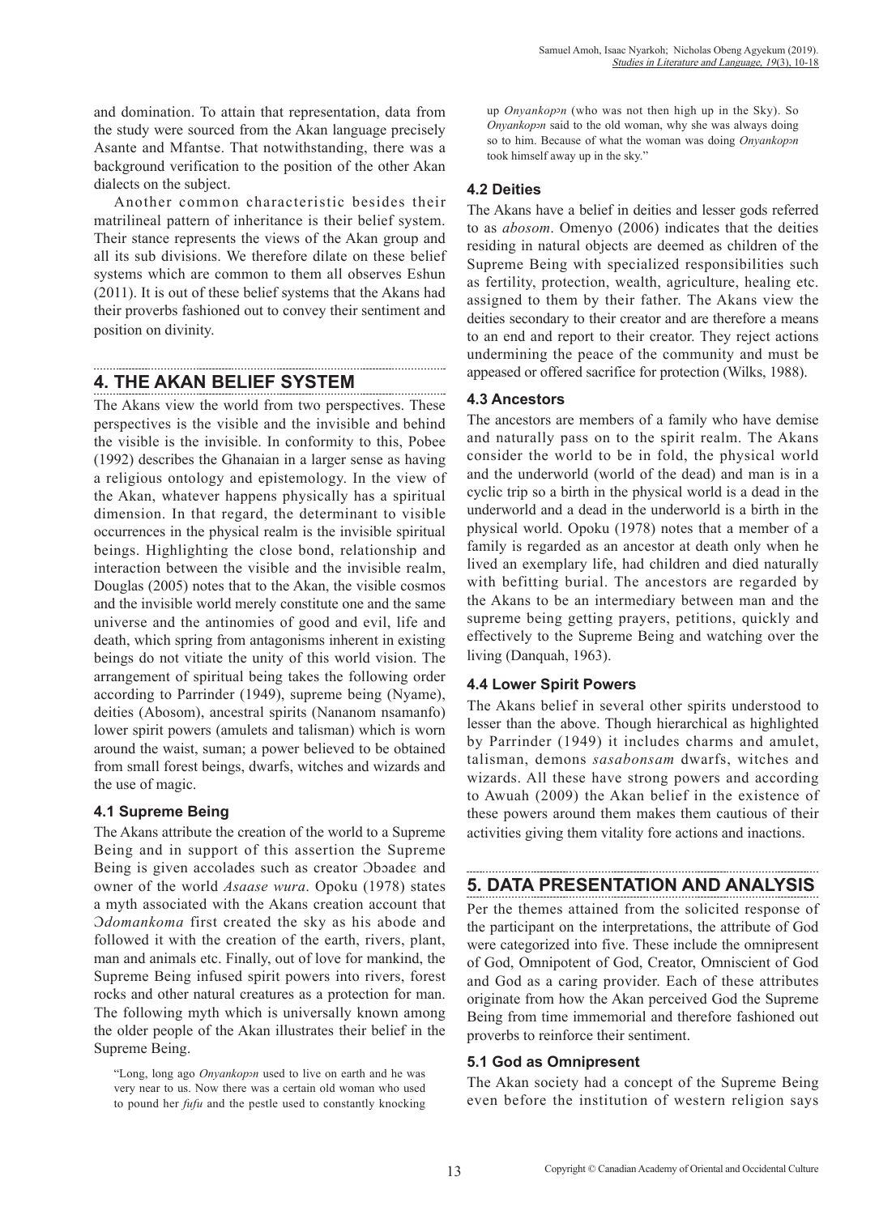and domination. To attain that representation, data from the study were sourced from the Akan language precisely Asante and Mfantse. That notwithstanding, there was a background verification to the position of the other Akan dialects on the subject.

Another common characteristic besides their matrilineal pattern of inheritance is their belief system. Their stance represents the views of the Akan group and all its sub divisions. We therefore dilate on these belief systems which are common to them all observes Eshun (2011). It is out of these belief systems that the Akans had their proverbs fashioned out to convey their sentiment and position on divinity.

## 4. THE AKAN BELIEF SYSTEM

The Akans view the world from two perspectives. These perspectives is the visible and the invisible and behind the visible is the invisible. In conformity to this, Pobee (1992) describes the Ghanaian in a larger sense as having a religious ontology and epistemology. In the view of the Akan, whatever happens physically has a spiritual dimension. In that regard, the determinant to visible occurrences in the physical realm is the invisible spiritual beings. Highlighting the close bond, relationship and interaction between the visible and the invisible realm, Douglas (2005) notes that to the Akan, the visible cosmos and the invisible world merely constitute one and the same universe and the antinomies of good and evil, life and death, which spring from antagonisms inherent in existing beings do not vitiate the unity of this world vision. The arrangement of spiritual being takes the following order according to Parrinder (1949), supreme being (Nyame), deities (Abosom), ancestral spirits (Nananom nsamanfo) lower spirit powers (amulets and talisman) which is worn around the waist, suman; a power believed to be obtained from small forest beings, dwarfs, witches and wizards and the use of magic.

### 4.1 Supreme Being

The Akans attribute the creation of the world to a Supreme Being and in support of this assertion the Supreme Being is given accolades such as creator Ɔbɔadeɛ and owner of the world *Asaase wura*. Opoku (1978) states a myth associated with the Akans creation account that Ɔ*domankoma* first created the sky as his abode and followed it with the creation of the earth, rivers, plant, man and animals etc. Finally, out of love for mankind, the Supreme Being infused spirit powers into rivers, forest rocks and other natural creatures as a protection for man. The following myth which is universally known among the older people of the Akan illustrates their belief in the Supreme Being.

> "Long, long ago *Onyankopɔn* used to live on earth and he was very near to us. Now there was a certain old woman who used to pound her *fufu* and the pestle used to constantly knocking up *Onyankopɔn* (who was not then high up in the Sky). So *Onyankopɔn* said to the old woman, why she was always doing so to him. Because of what the woman was doing *Onyankopɔn* took himself away up in the sky."

### 4.2 Deities

The Akans have a belief in deities and lesser gods referred to as *abosom*. Omenyo (2006) indicates that the deities residing in natural objects are deemed as children of the Supreme Being with specialized responsibilities such as fertility, protection, wealth, agriculture, healing etc. assigned to them by their father. The Akans view the deities secondary to their creator and are therefore a means to an end and report to their creator. They reject actions undermining the peace of the community and must be appeased or offered sacrifice for protection (Wilks, 1988).

### 4.3 Ancestors

The ancestors are members of a family who have demise and naturally pass on to the spirit realm. The Akans consider the world to be in fold, the physical world and the underworld (world of the dead) and man is in a cyclic trip so a birth in the physical world is a dead in the underworld and a dead in the underworld is a birth in the physical world. Opoku (1978) notes that a member of a family is regarded as an ancestor at death only when he lived an exemplary life, had children and died naturally with befitting burial. The ancestors are regarded by the Akans to be an intermediary between man and the supreme being getting prayers, petitions, quickly and effectively to the Supreme Being and watching over the living (Danquah, 1963).

### 4.4 Lower Spirit Powers

The Akans belief in several other spirits understood to lesser than the above. Though hierarchical as highlighted by Parrinder (1949) it includes charms and amulet, talisman, demons *sasabonsam* dwarfs, witches and wizards. All these have strong powers and according to Awuah (2009) the Akan belief in the existence of these powers around them makes them cautious of their activities giving them vitality fore actions and inactions.

## 5. DATA PRESENTATION AND ANALYSIS

Per the themes attained from the solicited response of the participant on the interpretations, the attribute of God were categorized into five. These include the omnipresent of God, Omnipotent of God, Creator, Omniscient of God and God as a caring provider. Each of these attributes originate from how the Akan perceived God the Supreme Being from time immemorial and therefore fashioned out proverbs to reinforce their sentiment.

### 5.1 God as Omnipresent

The Akan society had a concept of the Supreme Being even before the institution of western religion says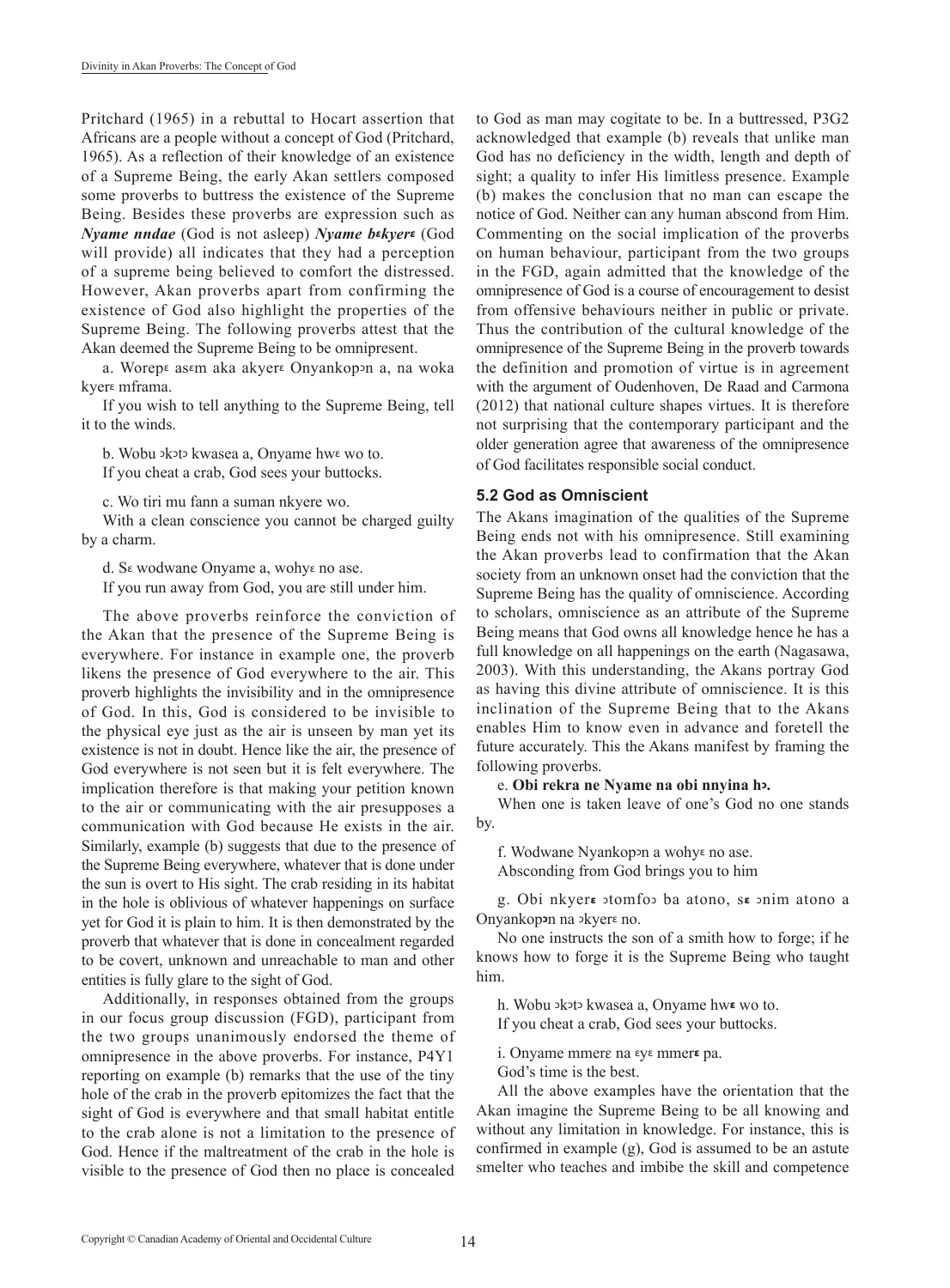Pritchard (1965) in a rebuttal to Hocart assertion that Africans are a people without a concept of God (Pritchard, 1965). As a reflection of their knowledge of an existence of a Supreme Being, the early Akan settlers composed some proverbs to buttress the existence of the Supreme Being. Besides these proverbs are expression such as ***Nyame nndae*** (God is not asleep) ***Nyame bɛkyerɛ*** (God will provide) all indicates that they had a perception of a supreme being believed to comfort the distressed. However, Akan proverbs apart from confirming the existence of God also highlight the properties of the Supreme Being. The following proverbs attest that the Akan deemed the Supreme Being to be omnipresent.

a. Worepɛ asɛm aka akyerɛ Onyankopɔn a, na woka kyerɛ mframa.

If you wish to tell anything to the Supreme Being, tell it to the winds.

b. Wobu ɔkɔtɔ kwasea a, Onyame hwɛ wo to.
If you cheat a crab, God sees your buttocks.

c. Wo tiri mu fann a suman nkyere wo.

With a clean conscience you cannot be charged guilty by a charm.

d. Sɛ wodwane Onyame a, wohyɛ no ase.
If you run away from God, you are still under him.

The above proverbs reinforce the conviction of the Akan that the presence of the Supreme Being is everywhere. For instance in example one, the proverb likens the presence of God everywhere to the air. This proverb highlights the invisibility and in the omnipresence of God. In this, God is considered to be invisible to the physical eye just as the air is unseen by man yet its existence is not in doubt. Hence like the air, the presence of God everywhere is not seen but it is felt everywhere. The implication therefore is that making your petition known to the air or communicating with the air presupposes a communication with God because He exists in the air. Similarly, example (b) suggests that due to the presence of the Supreme Being everywhere, whatever that is done under the sun is overt to His sight. The crab residing in its habitat in the hole is oblivious of whatever happenings on surface yet for God it is plain to him. It is then demonstrated by the proverb that whatever that is done in concealment regarded to be covert, unknown and unreachable to man and other entities is fully glare to the sight of God.

Additionally, in responses obtained from the groups in our focus group discussion (FGD), participant from the two groups unanimously endorsed the theme of omnipresence in the above proverbs. For instance, P4Y1 reporting on example (b) remarks that the use of the tiny hole of the crab in the proverb epitomizes the fact that the sight of God is everywhere and that small habitat entitle to the crab alone is not a limitation to the presence of God. Hence if the maltreatment of the crab in the hole is visible to the presence of God then no place is concealed to God as man may cogitate to be. In a buttressed, P3G2 acknowledged that example (b) reveals that unlike man God has no deficiency in the width, length and depth of sight; a quality to infer His limitless presence. Example (b) makes the conclusion that no man can escape the notice of God. Neither can any human abscond from Him. Commenting on the social implication of the proverbs on human behaviour, participant from the two groups in the FGD, again admitted that the knowledge of the omnipresence of God is a course of encouragement to desist from offensive behaviours neither in public or private. Thus the contribution of the cultural knowledge of the omnipresence of the Supreme Being in the proverb towards the definition and promotion of virtue is in agreement with the argument of Oudenhoven, De Raad and Carmona (2012) that national culture shapes virtues. It is therefore not surprising that the contemporary participant and the older generation agree that awareness of the omnipresence of God facilitates responsible social conduct.

### 5.2 God as Omniscient

The Akans imagination of the qualities of the Supreme Being ends not with his omnipresence. Still examining the Akan proverbs lead to confirmation that the Akan society from an unknown onset had the conviction that the Supreme Being has the quality of omniscience. According to scholars, omniscience as an attribute of the Supreme Being means that God owns all knowledge hence he has a full knowledge on all happenings on the earth (Nagasawa, 2003). With this understanding, the Akans portray God as having this divine attribute of omniscience. It is this inclination of the Supreme Being that to the Akans enables Him to know even in advance and foretell the future accurately. This the Akans manifest by framing the following proverbs.

e. **Obi rekra ne Nyame na obi nnyina hɔ.**

When one is taken leave of one's God no one stands by.

f. Wodwane Nyankopɔn a wohyɛ no ase.
Absconding from God brings you to him

g. Obi nkyerɛ ɔtomfoɔ ba atono, sɛ ɔnim atono a Onyankopɔn na ɔkyerɛ no.

No one instructs the son of a smith how to forge; if he knows how to forge it is the Supreme Being who taught him.

h. Wobu ɔkɔtɔ kwasea a, Onyame hwɛ wo to.
If you cheat a crab, God sees your buttocks.

i. Onyame mmerɛ na ɛyɛ mmerɛ pa.
God's time is the best.

All the above examples have the orientation that the Akan imagine the Supreme Being to be all knowing and without any limitation in knowledge. For instance, this is confirmed in example (g), God is assumed to be an astute smelter who teaches and imbibe the skill and competence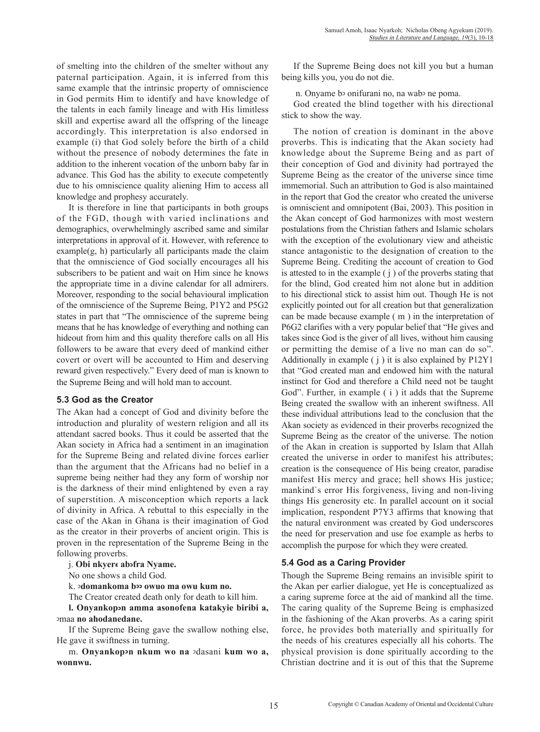of smelting into the children of the smelter without any paternal participation. Again, it is inferred from this same example that the intrinsic property of omniscience in God permits Him to identify and have knowledge of the talents in each family lineage and with His limitless skill and expertise award all the offspring of the lineage accordingly. This interpretation is also endorsed in example (i) that God solely before the birth of a child without the presence of nobody determines the fate in addition to the inherent vocation of the unborn baby far in advance. This God has the ability to execute competently due to his omniscience quality aliening Him to access all knowledge and prophesy accurately.

It is therefore in line that participants in both groups of the FGD, though with varied inclinations and demographics, overwhelmingly ascribed same and similar interpretations in approval of it. However, with reference to example(g, h) particularly all participants made the claim that the omniscience of God socially encourages all his subscribers to be patient and wait on Him since he knows the appropriate time in a divine calendar for all admirers. Moreover, responding to the social behavioural implication of the omniscience of the Supreme Being, P1Y2 and P5G2 states in part that "The omniscience of the supreme being means that he has knowledge of everything and nothing can hideout from him and this quality therefore calls on all His followers to be aware that every deed of mankind either covert or overt will be accounted to Him and deserving reward given respectively." Every deed of man is known to the Supreme Being and will hold man to account.

### 5.3 God as the Creator

The Akan had a concept of God and divinity before the introduction and plurality of western religion and all its attendant sacred books. Thus it could be asserted that the Akan society in Africa had a sentiment in an imagination for the Supreme Being and related divine forces earlier than the argument that the Africans had no belief in a supreme being neither had they any form of worship nor is the darkness of their mind enlightened by even a ray of superstition. A misconception which reports a lack of divinity in Africa. A rebuttal to this especially in the case of the Akan in Ghana is their imagination of God as the creator in their proverbs of ancient origin. This is proven in the representation of the Supreme Being in the following proverbs.

j. **Obi nkyerɛ abɔfra Nyame.**

No one shows a child God.

k. **ɔdomankoma bɔɔ owuo ma owu kum no.**

The Creator created death only for death to kill him.

**l. Onyankopɔn amma asonofena katakyie biribi a, ɔmaa no ahodanedane.**

If the Supreme Being gave the swallow nothing else, He gave it swiftness in turning.

m. **Onyankopɔn nkum wo na** ɔdasani **kum wo a, wonnwu.**

If the Supreme Being does not kill you but a human being kills you, you do not die.

n. Onyame bɔ onifurani no, na wabɔ ne poma.

God created the blind together with his directional stick to show the way.

The notion of creation is dominant in the above proverbs. This is indicating that the Akan society had knowledge about the Supreme Being and as part of their conception of God and divinity had portrayed the Supreme Being as the creator of the universe since time immemorial. Such an attribution to God is also maintained in the report that God the creator who created the universe is omniscient and omnipotent (Bai, 2003). This position in the Akan concept of God harmonizes with most western postulations from the Christian fathers and Islamic scholars with the exception of the evolutionary view and atheistic stance antagonistic to the designation of creation to the Supreme Being. Crediting the account of creation to God is attested to in the example ( j ) of the proverbs stating that for the blind, God created him not alone but in addition to his directional stick to assist him out. Though He is not explicitly pointed out for all creation but that generalization can be made because example ( m ) in the interpretation of P6G2 clarifies with a very popular belief that "He gives and takes since God is the giver of all lives, without him causing or permitting the demise of a live no man can do so". Additionally in example ( j ) it is also explained by P12Y1 that "God created man and endowed him with the natural instinct for God and therefore a Child need not be taught God". Further, in example ( i ) it adds that the Supreme Being created the swallow with an inherent swiftness. All these individual attributions lead to the conclusion that the Akan society as evidenced in their proverbs recognized the Supreme Being as the creator of the universe. The notion of the Akan in creation is supported by Islam that Allah created the universe in order to manifest his attributes; creation is the consequence of His being creator, paradise manifest His mercy and grace; hell shows His justice; mankind`s error His forgiveness, living and non-living things His generosity etc. In parallel account on it social implication, respondent P7Y3 affirms that knowing that the natural environment was created by God underscores the need for preservation and use foe example as herbs to accomplish the purpose for which they were created.

### 5.4 God as a Caring Provider

Though the Supreme Being remains an invisible spirit to the Akan per earlier dialogue, yet He is conceptualized as a caring supreme force at the aid of mankind all the time. The caring quality of the Supreme Being is emphasized in the fashioning of the Akan proverbs. As a caring spirit force, he provides both materially and spiritually for the needs of his creatures especially all his cohorts. The physical provision is done spiritually according to the Christian doctrine and it is out of this that the Supreme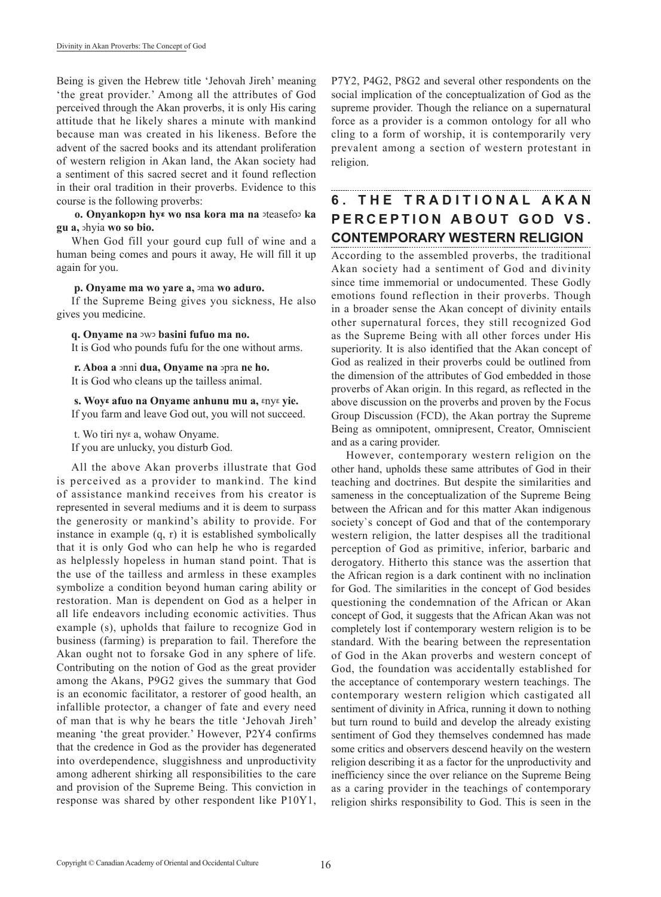Being is given the Hebrew title 'Jehovah Jireh' meaning 'the great provider.' Among all the attributes of God perceived through the Akan proverbs, it is only His caring attitude that he likely shares a minute with mankind because man was created in his likeness. Before the advent of the sacred books and its attendant proliferation of western religion in Akan land, the Akan society had a sentiment of this sacred secret and it found reflection in their oral tradition in their proverbs. Evidence to this course is the following proverbs:

**o. Onyankopɔn hyɛ wo nsa kora ma na** ɔteasefoɔ **ka gu a,** ɔhyia **wo so bio.**

When God fill your gourd cup full of wine and a human being comes and pours it away, He will fill it up again for you.

**p. Onyame ma wo yare a,** ɔma **wo aduro.**

If the Supreme Being gives you sickness, He also gives you medicine.

**q. Onyame na** ɔwɔ **basini fufuo ma no.**

It is God who pounds fufu for the one without arms.

**r. Aboa a** ɔnni **dua, Onyame na** ɔpra **ne ho.**

It is God who cleans up the tailless animal.

**s. Woyɛ afuo na Onyame anhunu mu a,** ɛnyɛ **yie.**

If you farm and leave God out, you will not succeed.

t. Wo tiri nyɛ a, wohaw Onyame.

If you are unlucky, you disturb God.

All the above Akan proverbs illustrate that God is perceived as a provider to mankind. The kind of assistance mankind receives from his creator is represented in several mediums and it is deem to surpass the generosity or mankind's ability to provide. For instance in example (q, r) it is established symbolically that it is only God who can help he who is regarded as helplessly hopeless in human stand point. That is the use of the tailless and armless in these examples symbolize a condition beyond human caring ability or restoration. Man is dependent on God as a helper in all life endeavors including economic activities. Thus example (s), upholds that failure to recognize God in business (farming) is preparation to fail. Therefore the Akan ought not to forsake God in any sphere of life. Contributing on the notion of God as the great provider among the Akans, P9G2 gives the summary that God is an economic facilitator, a restorer of good health, an infallible protector, a changer of fate and every need of man that is why he bears the title 'Jehovah Jireh' meaning 'the great provider.' However, P2Y4 confirms that the credence in God as the provider has degenerated into overdependence, sluggishness and unproductivity among adherent shirking all responsibilities to the care and provision of the Supreme Being. This conviction in response was shared by other respondent like P10Y1, P7Y2, P4G2, P8G2 and several other respondents on the social implication of the conceptualization of God as the supreme provider. Though the reliance on a supernatural force as a provider is a common ontology for all who cling to a form of worship, it is contemporarily very prevalent among a section of western protestant in religion.

## 6. THE TRADITIONAL AKAN PERCEPTION ABOUT GOD VS. CONTEMPORARY WESTERN RELIGION

According to the assembled proverbs, the traditional Akan society had a sentiment of God and divinity since time immemorial or undocumented. These Godly emotions found reflection in their proverbs. Though in a broader sense the Akan concept of divinity entails other supernatural forces, they still recognized God as the Supreme Being with all other forces under His superiority. It is also identified that the Akan concept of God as realized in their proverbs could be outlined from the dimension of the attributes of God embedded in those proverbs of Akan origin. In this regard, as reflected in the above discussion on the proverbs and proven by the Focus Group Discussion (FCD), the Akan portray the Supreme Being as omnipotent, omnipresent, Creator, Omniscient and as a caring provider.

However, contemporary western religion on the other hand, upholds these same attributes of God in their teaching and doctrines. But despite the similarities and sameness in the conceptualization of the Supreme Being between the African and for this matter Akan indigenous society`s concept of God and that of the contemporary western religion, the latter despises all the traditional perception of God as primitive, inferior, barbaric and derogatory. Hitherto this stance was the assertion that the African region is a dark continent with no inclination for God. The similarities in the concept of God besides questioning the condemnation of the African or Akan concept of God, it suggests that the African Akan was not completely lost if contemporary western religion is to be standard. With the bearing between the representation of God in the Akan proverbs and western concept of God, the foundation was accidentally established for the acceptance of contemporary western teachings. The contemporary western religion which castigated all sentiment of divinity in Africa, running it down to nothing but turn round to build and develop the already existing sentiment of God they themselves condemned has made some critics and observers descend heavily on the western religion describing it as a factor for the unproductivity and inefficiency since the over reliance on the Supreme Being as a caring provider in the teachings of contemporary religion shirks responsibility to God. This is seen in the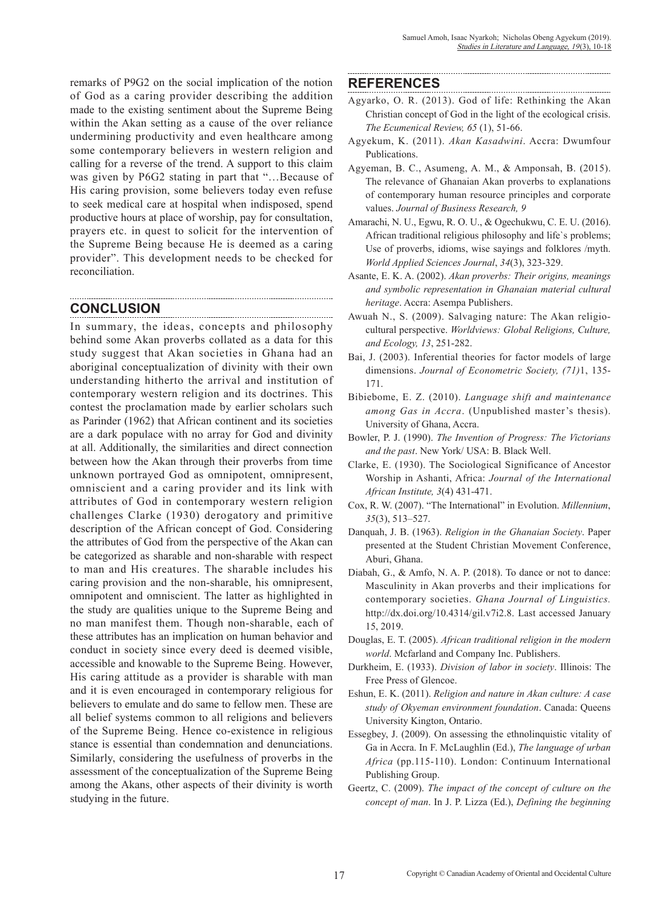remarks of P9G2 on the social implication of the notion of God as a caring provider describing the addition made to the existing sentiment about the Supreme Being within the Akan setting as a cause of the over reliance undermining productivity and even healthcare among some contemporary believers in western religion and calling for a reverse of the trend. A support to this claim was given by P6G2 stating in part that "…Because of His caring provision, some believers today even refuse to seek medical care at hospital when indisposed, spend productive hours at place of worship, pay for consultation, prayers etc. in quest to solicit for the intervention of the Supreme Being because He is deemed as a caring provider". This development needs to be checked for reconciliation.

## CONCLUSION

In summary, the ideas, concepts and philosophy behind some Akan proverbs collated as a data for this study suggest that Akan societies in Ghana had an aboriginal conceptualization of divinity with their own understanding hitherto the arrival and institution of contemporary western religion and its doctrines. This contest the proclamation made by earlier scholars such as Parinder (1962) that African continent and its societies are a dark populace with no array for God and divinity at all. Additionally, the similarities and direct connection between how the Akan through their proverbs from time unknown portrayed God as omnipotent, omnipresent, omniscient and a caring provider and its link with attributes of God in contemporary western religion challenges Clarke (1930) derogatory and primitive description of the African concept of God. Considering the attributes of God from the perspective of the Akan can be categorized as sharable and non-sharable with respect to man and His creatures. The sharable includes his caring provision and the non-sharable, his omnipresent, omnipotent and omniscient. The latter as highlighted in the study are qualities unique to the Supreme Being and no man manifest them. Though non-sharable, each of these attributes has an implication on human behavior and conduct in society since every deed is deemed visible, accessible and knowable to the Supreme Being. However, His caring attitude as a provider is sharable with man and it is even encouraged in contemporary religious for believers to emulate and do same to fellow men. These are all belief systems common to all religions and believers of the Supreme Being. Hence co-existence in religious stance is essential than condemnation and denunciations. Similarly, considering the usefulness of proverbs in the assessment of the conceptualization of the Supreme Being among the Akans, other aspects of their divinity is worth studying in the future.

## REFERENCES

Agyarko, O. R. (2013). God of life: Rethinking the Akan Christian concept of God in the light of the ecological crisis. *The Ecumenical Review, 65* (1), 51-66.

Agyekum, K. (2011). *Akan Kasadwini*. Accra: Dwumfour Publications.

Agyeman, B. C., Asumeng, A. M., & Amponsah, B. (2015). The relevance of Ghanaian Akan proverbs to explanations of contemporary human resource principles and corporate values. *Journal of Business Research, 9*

Amarachi, N. U., Egwu, R. O. U., & Ogechukwu, C. E. U. (2016). African traditional religious philosophy and life`s problems; Use of proverbs, idioms, wise sayings and folklores /myth. *World Applied Sciences Journal*, *34*(3), 323-329.

Asante, E. K. A. (2002). *Akan proverbs: Their origins, meanings and symbolic representation in Ghanaian material cultural heritage*. Accra: Asempa Publishers.

Awuah N., S. (2009). Salvaging nature: The Akan religio-cultural perspective. *Worldviews: Global Religions, Culture, and Ecology, 13*, 251-282.

Bai, J. (2003). Inferential theories for factor models of large dimensions. *Journal of Econometric Society, (71)*1, 135-171.

Bibiebome, E. Z. (2010). *Language shift and maintenance among Gas in Accra*. (Unpublished master's thesis). University of Ghana, Accra.

Bowler, P. J. (1990). *The Invention of Progress: The Victorians and the past*. New York/ USA: B. Black Well.

Clarke, E. (1930). The Sociological Significance of Ancestor Worship in Ashanti, Africa: *Journal of the International African Institute, 3*(4) 431-471.

Cox, R. W. (2007). "The International" in Evolution. *Millennium*, *35*(3), 513–527.

Danquah, J. B. (1963). *Religion in the Ghanaian Society*. Paper presented at the Student Christian Movement Conference, Aburi, Ghana.

Diabah, G., & Amfo, N. A. P. (2018). To dance or not to dance: Masculinity in Akan proverbs and their implications for contemporary societies. *Ghana Journal of Linguistics.* http://dx.doi.org/10.4314/gil.v7i2.8. Last accessed January 15, 2019.

Douglas, E. T. (2005). *African traditional religion in the modern world*. Mcfarland and Company Inc. Publishers.

Durkheim, E. (1933). *Division of labor in society*. Illinois: The Free Press of Glencoe.

Eshun, E. K. (2011). *Religion and nature in Akan culture: A case study of Okyeman environment foundation*. Canada: Queens University Kington, Ontario.

Essegbey, J. (2009). On assessing the ethnolinquistic vitality of Ga in Accra. In F. McLaughlin (Ed.), *The language of urban Africa* (pp.115-110). London: Continuum International Publishing Group.

Geertz, C. (2009). *The impact of the concept of culture on the concept of man*. In J. P. Lizza (Ed.), *Defining the beginning*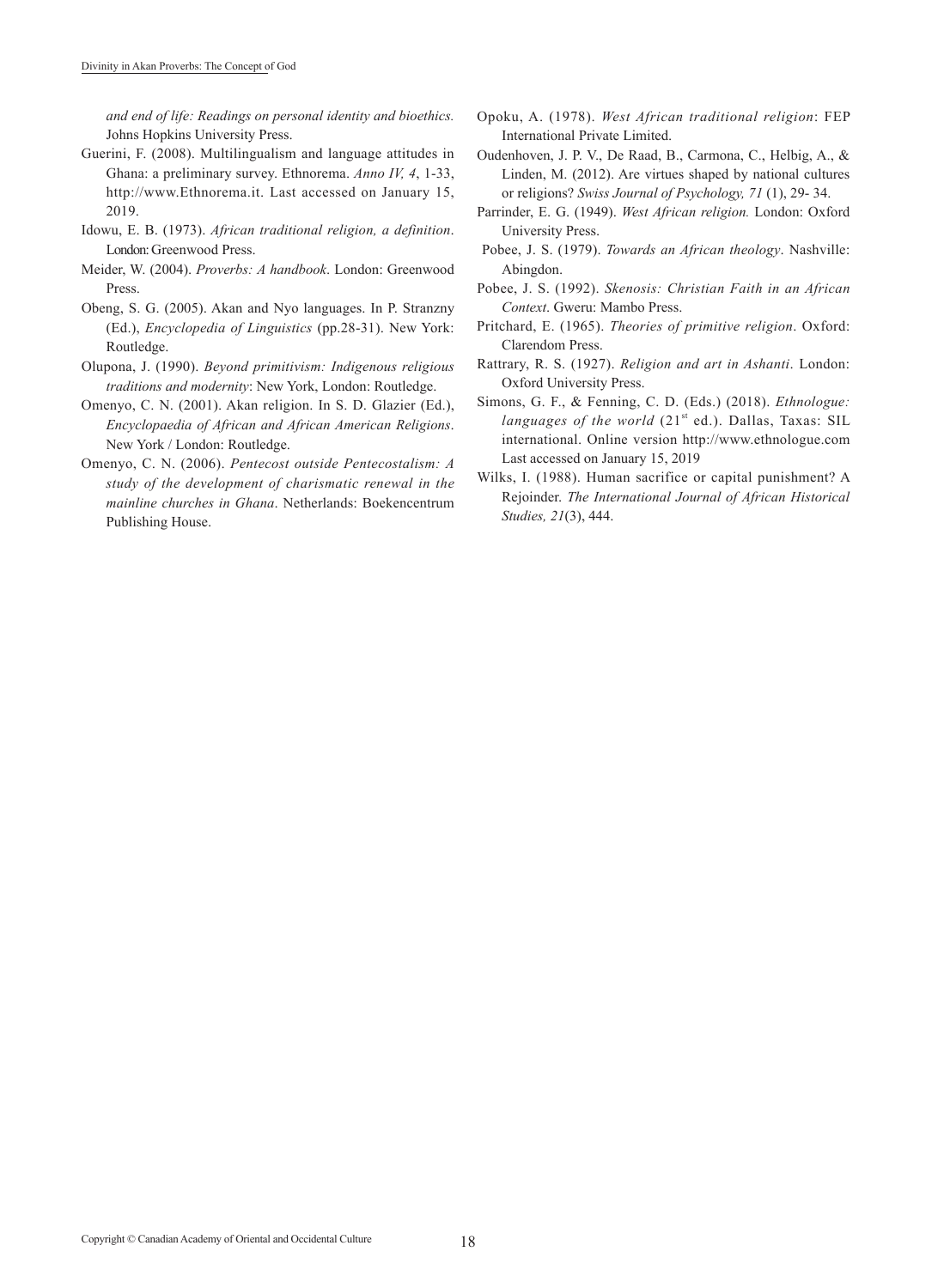*and end of life: Readings on personal identity and bioethics.* Johns Hopkins University Press.

Guerini, F. (2008). Multilingualism and language attitudes in Ghana: a preliminary survey. Ethnorema. *Anno IV, 4*, 1-33, http://www.Ethnorema.it. Last accessed on January 15, 2019.

Idowu, E. B. (1973). *African traditional religion, a definition*. London: Greenwood Press.

Meider, W. (2004). *Proverbs: A handbook*. London: Greenwood Press.

Obeng, S. G. (2005). Akan and Nyo languages. In P. Stranzny (Ed.), *Encyclopedia of Linguistics* (pp.28-31). New York: Routledge.

Olupona, J. (1990). *Beyond primitivism: Indigenous religious traditions and modernity*: New York, London: Routledge.

Omenyo, C. N. (2001). Akan religion. In S. D. Glazier (Ed.), *Encyclopaedia of African and African American Religions*. New York / London: Routledge.

Omenyo, C. N. (2006). *Pentecost outside Pentecostalism: A study of the development of charismatic renewal in the mainline churches in Ghana*. Netherlands: Boekencentrum Publishing House.

Opoku, A. (1978). *West African traditional religion*: FEP International Private Limited.

Oudenhoven, J. P. V., De Raad, B., Carmona, C., Helbig, A., & Linden, M. (2012). Are virtues shaped by national cultures or religions? *Swiss Journal of Psychology, 71* (1), 29- 34.

Parrinder, E. G. (1949). *West African religion.* London: Oxford University Press.

Pobee, J. S. (1979). *Towards an African theology*. Nashville: Abingdon.

Pobee, J. S. (1992). *Skenosis: Christian Faith in an African Context*. Gweru: Mambo Press.

Pritchard, E. (1965). *Theories of primitive religion*. Oxford: Clarendom Press.

Rattrary, R. S. (1927). *Religion and art in Ashanti*. London: Oxford University Press.

Simons, G. F., & Fenning, C. D. (Eds.) (2018). *Ethnologue: languages of the world* (21st ed.). Dallas, Taxas: SIL international. Online version http://www.ethnologue.com Last accessed on January 15, 2019

Wilks, I. (1988). Human sacrifice or capital punishment? A Rejoinder. *The International Journal of African Historical Studies, 21*(3), 444.